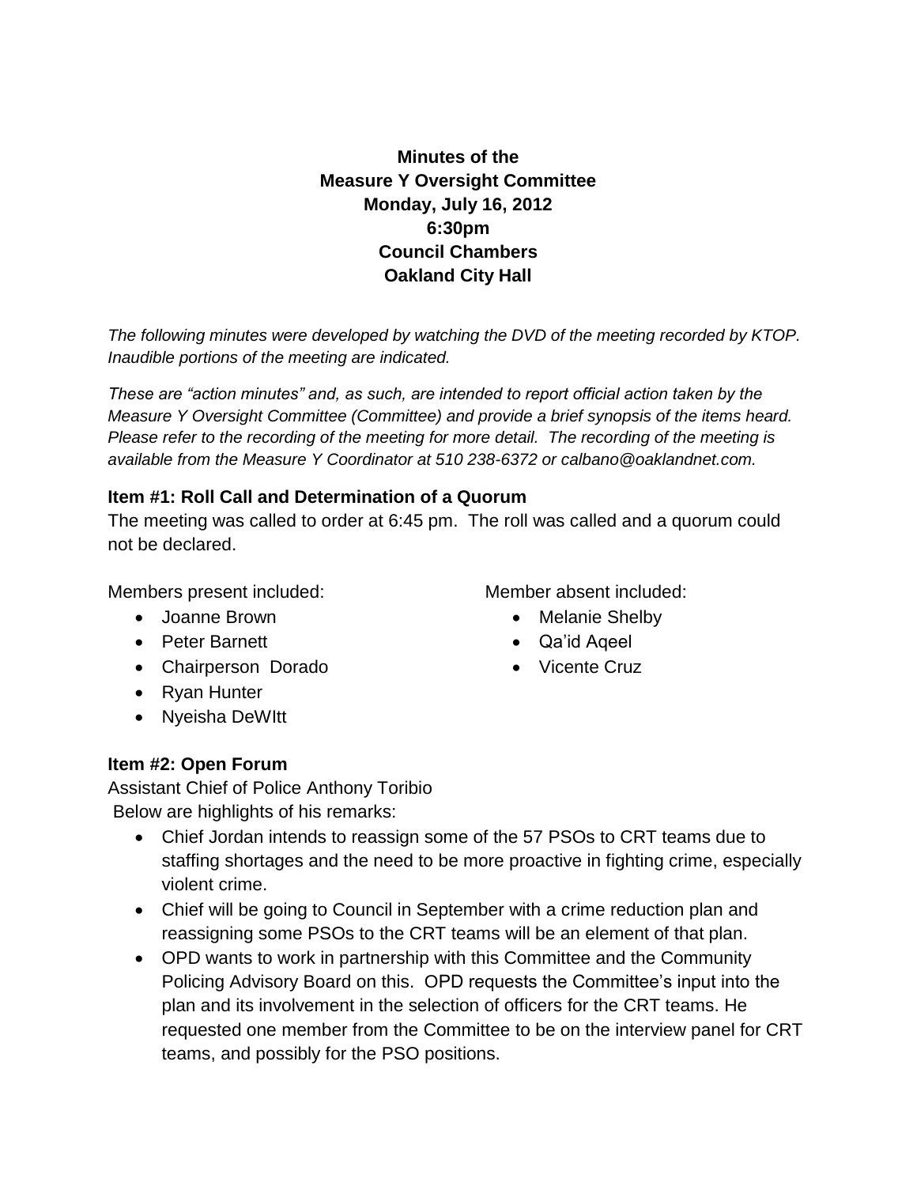**Minutes of the**
**Measure Y Oversight Committee**
**Monday, July 16, 2012**
**6:30pm**
**Council Chambers**
**Oakland City Hall**

*The following minutes were developed by watching the DVD of the meeting recorded by KTOP. Inaudible portions of the meeting are indicated.*

*These are "action minutes" and, as such, are intended to report official action taken by the Measure Y Oversight Committee (Committee) and provide a brief synopsis of the items heard. Please refer to the recording of the meeting for more detail. The recording of the meeting is available from the Measure Y Coordinator at 510 238-6372 or calbano@oaklandnet.com.*

### Item #1: Roll Call and Determination of a Quorum

The meeting was called to order at 6:45 pm. The roll was called and a quorum could not be declared.

Members present included:

- Joanne Brown
- Peter Barnett
- Chairperson Dorado
- Ryan Hunter
- Nyeisha DeWItt

Member absent included:

- Melanie Shelby
- Qa'id Aqeel
- Vicente Cruz

### Item #2: Open Forum

Assistant Chief of Police Anthony Toribio
Below are highlights of his remarks:

- Chief Jordan intends to reassign some of the 57 PSOs to CRT teams due to staffing shortages and the need to be more proactive in fighting crime, especially violent crime.
- Chief will be going to Council in September with a crime reduction plan and reassigning some PSOs to the CRT teams will be an element of that plan.
- OPD wants to work in partnership with this Committee and the Community Policing Advisory Board on this. OPD requests the Committee's input into the plan and its involvement in the selection of officers for the CRT teams. He requested one member from the Committee to be on the interview panel for CRT teams, and possibly for the PSO positions.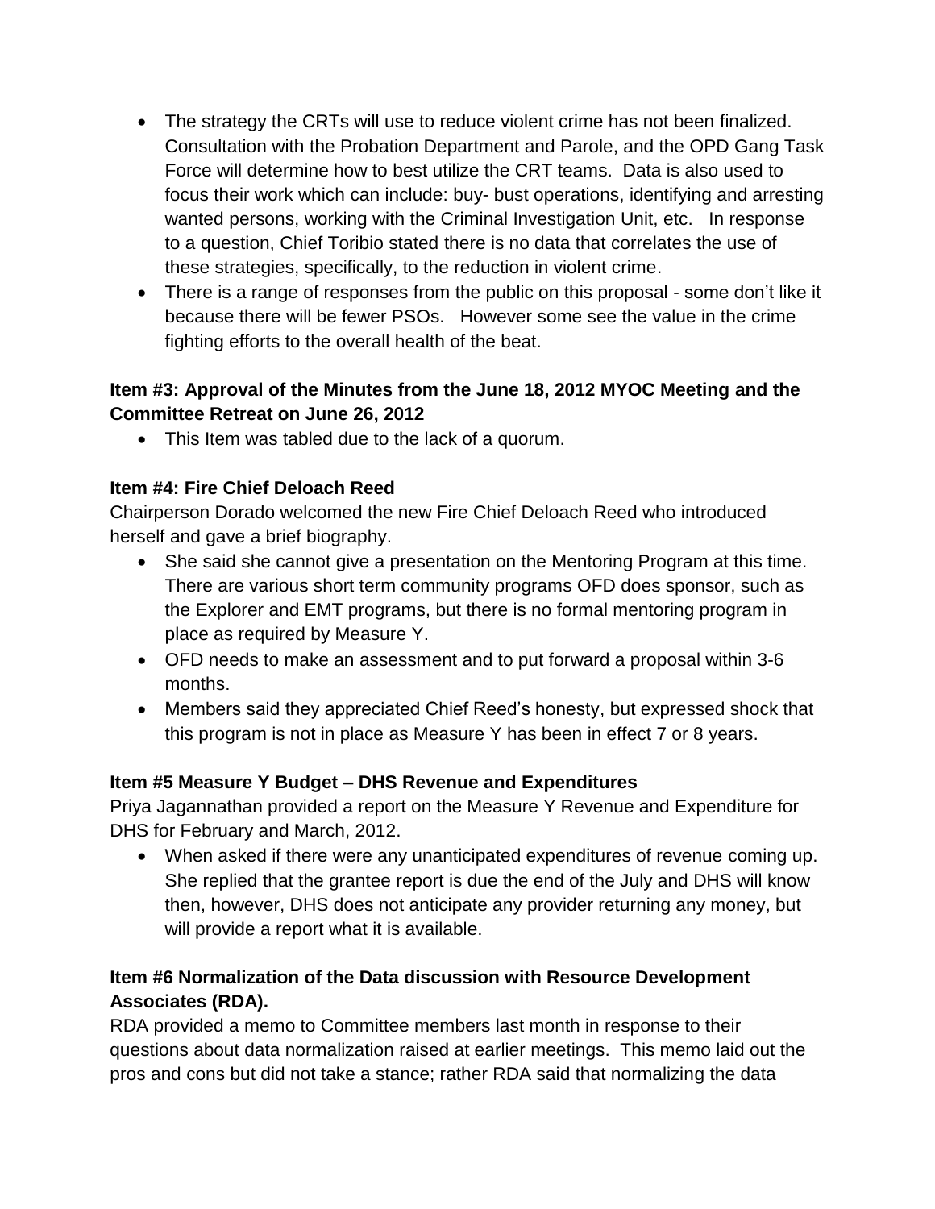- The strategy the CRTs will use to reduce violent crime has not been finalized. Consultation with the Probation Department and Parole, and the OPD Gang Task Force will determine how to best utilize the CRT teams. Data is also used to focus their work which can include: buy- bust operations, identifying and arresting wanted persons, working with the Criminal Investigation Unit, etc. In response to a question, Chief Toribio stated there is no data that correlates the use of these strategies, specifically, to the reduction in violent crime.
- There is a range of responses from the public on this proposal - some don't like it because there will be fewer PSOs. However some see the value in the crime fighting efforts to the overall health of the beat.

**Item #3: Approval of the Minutes from the June 18, 2012 MYOC Meeting and the Committee Retreat on June 26, 2012**

- This Item was tabled due to the lack of a quorum.

**Item #4: Fire Chief Deloach Reed**

Chairperson Dorado welcomed the new Fire Chief Deloach Reed who introduced herself and gave a brief biography.

- She said she cannot give a presentation on the Mentoring Program at this time. There are various short term community programs OFD does sponsor, such as the Explorer and EMT programs, but there is no formal mentoring program in place as required by Measure Y.
- OFD needs to make an assessment and to put forward a proposal within 3-6 months.
- Members said they appreciated Chief Reed's honesty, but expressed shock that this program is not in place as Measure Y has been in effect 7 or 8 years.

**Item #5 Measure Y Budget – DHS Revenue and Expenditures**

Priya Jagannathan provided a report on the Measure Y Revenue and Expenditure for DHS for February and March, 2012.

- When asked if there were any unanticipated expenditures of revenue coming up. She replied that the grantee report is due the end of the July and DHS will know then, however, DHS does not anticipate any provider returning any money, but will provide a report what it is available.

**Item #6 Normalization of the Data discussion with Resource Development Associates (RDA).**

RDA provided a memo to Committee members last month in response to their questions about data normalization raised at earlier meetings. This memo laid out the pros and cons but did not take a stance; rather RDA said that normalizing the data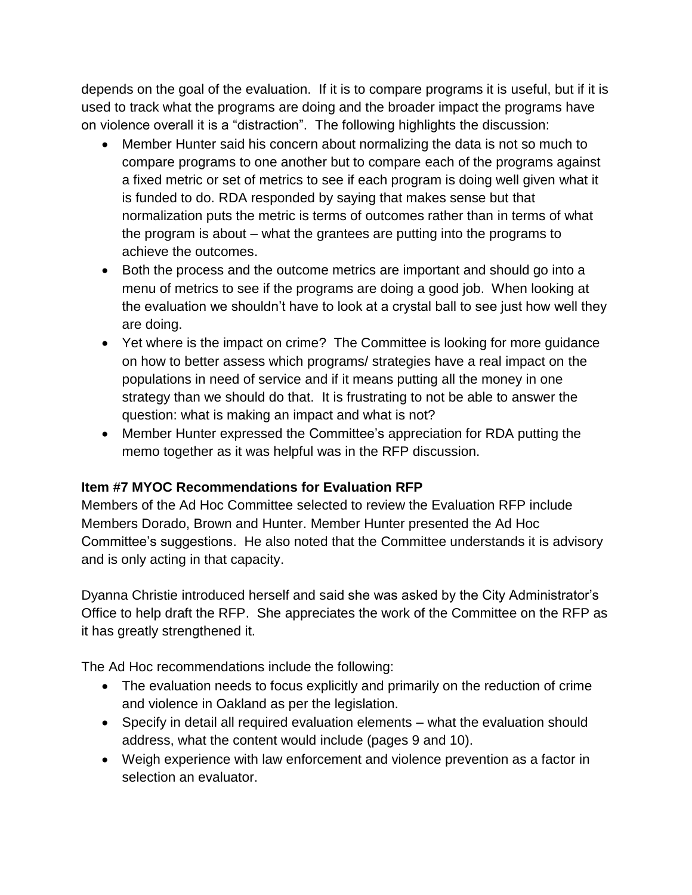depends on the goal of the evaluation. If it is to compare programs it is useful, but if it is used to track what the programs are doing and the broader impact the programs have on violence overall it is a "distraction". The following highlights the discussion:

- Member Hunter said his concern about normalizing the data is not so much to compare programs to one another but to compare each of the programs against a fixed metric or set of metrics to see if each program is doing well given what it is funded to do. RDA responded by saying that makes sense but that normalization puts the metric is terms of outcomes rather than in terms of what the program is about – what the grantees are putting into the programs to achieve the outcomes.
- Both the process and the outcome metrics are important and should go into a menu of metrics to see if the programs are doing a good job. When looking at the evaluation we shouldn't have to look at a crystal ball to see just how well they are doing.
- Yet where is the impact on crime? The Committee is looking for more guidance on how to better assess which programs/ strategies have a real impact on the populations in need of service and if it means putting all the money in one strategy than we should do that. It is frustrating to not be able to answer the question: what is making an impact and what is not?
- Member Hunter expressed the Committee's appreciation for RDA putting the memo together as it was helpful was in the RFP discussion.

**Item #7 MYOC Recommendations for Evaluation RFP**

Members of the Ad Hoc Committee selected to review the Evaluation RFP include Members Dorado, Brown and Hunter. Member Hunter presented the Ad Hoc Committee's suggestions. He also noted that the Committee understands it is advisory and is only acting in that capacity.

Dyanna Christie introduced herself and said she was asked by the City Administrator's Office to help draft the RFP. She appreciates the work of the Committee on the RFP as it has greatly strengthened it.

The Ad Hoc recommendations include the following:

- The evaluation needs to focus explicitly and primarily on the reduction of crime and violence in Oakland as per the legislation.
- Specify in detail all required evaluation elements – what the evaluation should address, what the content would include (pages 9 and 10).
- Weigh experience with law enforcement and violence prevention as a factor in selection an evaluator.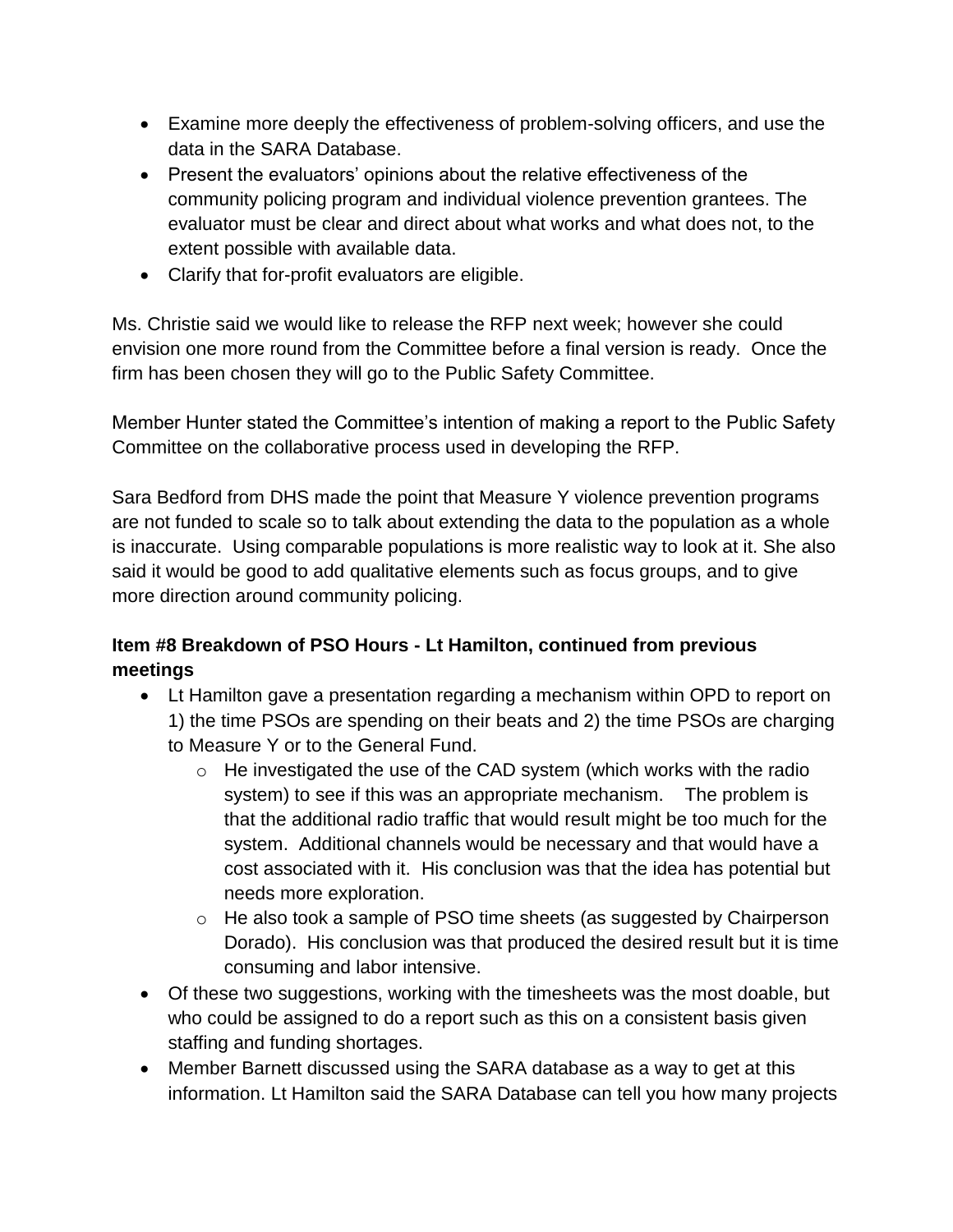- Examine more deeply the effectiveness of problem-solving officers, and use the data in the SARA Database.
- Present the evaluators' opinions about the relative effectiveness of the community policing program and individual violence prevention grantees. The evaluator must be clear and direct about what works and what does not, to the extent possible with available data.
- Clarify that for-profit evaluators are eligible.

Ms. Christie said we would like to release the RFP next week; however she could envision one more round from the Committee before a final version is ready. Once the firm has been chosen they will go to the Public Safety Committee.

Member Hunter stated the Committee's intention of making a report to the Public Safety Committee on the collaborative process used in developing the RFP.

Sara Bedford from DHS made the point that Measure Y violence prevention programs are not funded to scale so to talk about extending the data to the population as a whole is inaccurate. Using comparable populations is more realistic way to look at it. She also said it would be good to add qualitative elements such as focus groups, and to give more direction around community policing.

**Item #8 Breakdown of PSO Hours - Lt Hamilton, continued from previous meetings**

- Lt Hamilton gave a presentation regarding a mechanism within OPD to report on 1) the time PSOs are spending on their beats and 2) the time PSOs are charging to Measure Y or to the General Fund.
  - He investigated the use of the CAD system (which works with the radio system) to see if this was an appropriate mechanism. The problem is that the additional radio traffic that would result might be too much for the system. Additional channels would be necessary and that would have a cost associated with it. His conclusion was that the idea has potential but needs more exploration.
  - He also took a sample of PSO time sheets (as suggested by Chairperson Dorado). His conclusion was that produced the desired result but it is time consuming and labor intensive.
- Of these two suggestions, working with the timesheets was the most doable, but who could be assigned to do a report such as this on a consistent basis given staffing and funding shortages.
- Member Barnett discussed using the SARA database as a way to get at this information. Lt Hamilton said the SARA Database can tell you how many projects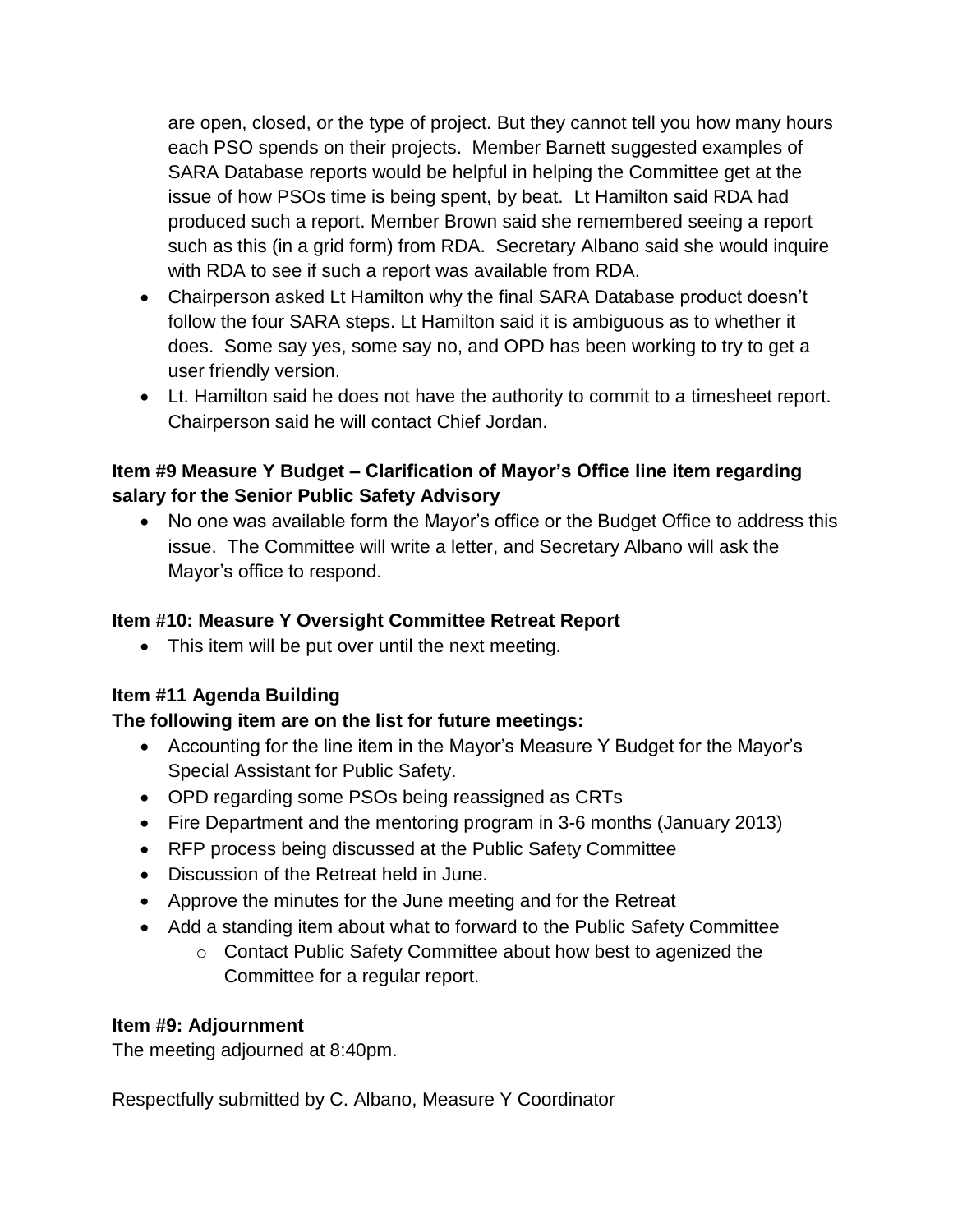are open, closed, or the type of project. But they cannot tell you how many hours each PSO spends on their projects. Member Barnett suggested examples of SARA Database reports would be helpful in helping the Committee get at the issue of how PSOs time is being spent, by beat. Lt Hamilton said RDA had produced such a report. Member Brown said she remembered seeing a report such as this (in a grid form) from RDA. Secretary Albano said she would inquire with RDA to see if such a report was available from RDA.

- Chairperson asked Lt Hamilton why the final SARA Database product doesn't follow the four SARA steps. Lt Hamilton said it is ambiguous as to whether it does. Some say yes, some say no, and OPD has been working to try to get a user friendly version.
- Lt. Hamilton said he does not have the authority to commit to a timesheet report. Chairperson said he will contact Chief Jordan.

**Item #9 Measure Y Budget – Clarification of Mayor's Office line item regarding salary for the Senior Public Safety Advisory**

- No one was available form the Mayor's office or the Budget Office to address this issue. The Committee will write a letter, and Secretary Albano will ask the Mayor's office to respond.

**Item #10: Measure Y Oversight Committee Retreat Report**

- This item will be put over until the next meeting.

**Item #11 Agenda Building**

**The following item are on the list for future meetings:**

- Accounting for the line item in the Mayor's Measure Y Budget for the Mayor's Special Assistant for Public Safety.
- OPD regarding some PSOs being reassigned as CRTs
- Fire Department and the mentoring program in 3-6 months (January 2013)
- RFP process being discussed at the Public Safety Committee
- Discussion of the Retreat held in June.
- Approve the minutes for the June meeting and for the Retreat
- Add a standing item about what to forward to the Public Safety Committee
  - Contact Public Safety Committee about how best to agenized the Committee for a regular report.

**Item #9: Adjournment**

The meeting adjourned at 8:40pm.

Respectfully submitted by C. Albano, Measure Y Coordinator